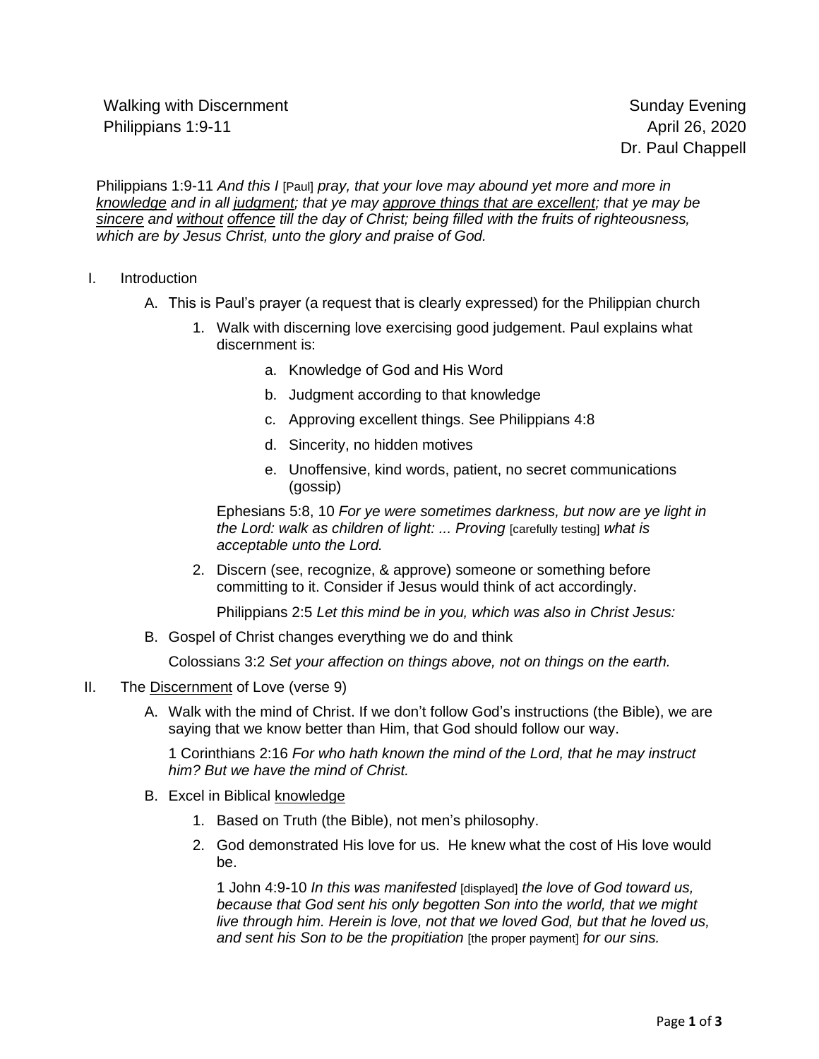Walking with Discernment
Philippians 1:9-11

Sunday Evening
April 26, 2020
Dr. Paul Chappell

Philippians 1:9-11 *And this I* [Paul] *pray, that your love may abound yet more and more in <u>knowledge</u> and in all <u>judgment</u>; that ye may <u>approve things that are excellent</u>; that ye may be <u>sincere</u> and <u>without</u> <u>offence</u> till the day of Christ; being filled with the fruits of righteousness, which are by Jesus Christ, unto the glory and praise of God.*

I. Introduction

   A. This is Paul's prayer (a request that is clearly expressed) for the Philippian church

      1. Walk with discerning love exercising good judgement. Paul explains what discernment is:

         a. Knowledge of God and His Word

         b. Judgment according to that knowledge

         c. Approving excellent things. See Philippians 4:8

         d. Sincerity, no hidden motives

         e. Unoffensive, kind words, patient, no secret communications (gossip)

         Ephesians 5:8, 10 *For ye were sometimes darkness, but now are ye light in the Lord: walk as children of light: ... Proving* [carefully testing] *what is acceptable unto the Lord.*

      2. Discern (see, recognize, & approve) someone or something before committing to it. Consider if Jesus would think of act accordingly.

         Philippians 2:5 *Let this mind be in you, which was also in Christ Jesus:*

   B. Gospel of Christ changes everything we do and think

      Colossians 3:2 *Set your affection on things above, not on things on the earth.*

II. The <u>Discernment</u> of Love (verse 9)

   A. Walk with the mind of Christ. If we don't follow God's instructions (the Bible), we are saying that we know better than Him, that God should follow our way.

      1 Corinthians 2:16 *For who hath known the mind of the Lord, that he may instruct him? But we have the mind of Christ.*

   B. Excel in Biblical <u>knowledge</u>

      1. Based on Truth (the Bible), not men's philosophy.

      2. God demonstrated His love for us. He knew what the cost of His love would be.

         1 John 4:9-10 *In this was manifested* [displayed] *the love of God toward us, because that God sent his only begotten Son into the world, that we might live through him. Herein is love, not that we loved God, but that he loved us, and sent his Son to be the propitiation* [the proper payment] *for our sins.*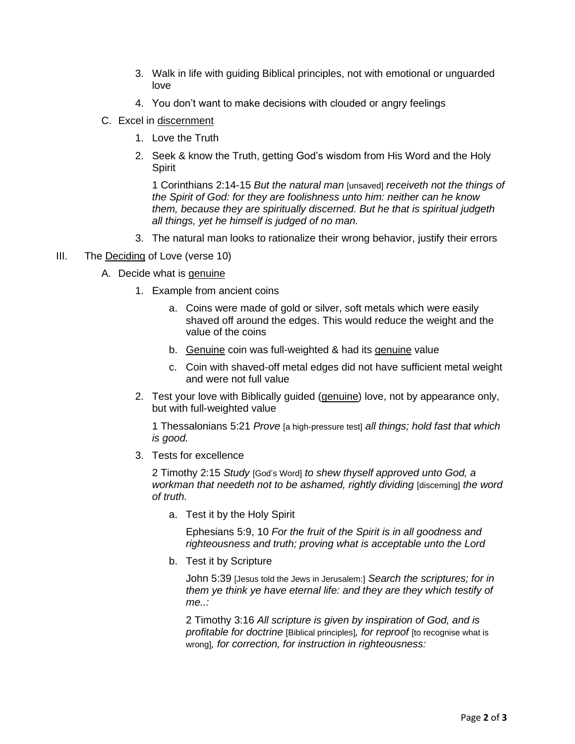3. Walk in life with guiding Biblical principles, not with emotional or unguarded love

4. You don't want to make decisions with clouded or angry feelings

C. Excel in <u>discernment</u>

1. Love the Truth

2. Seek & know the Truth, getting God's wisdom from His Word and the Holy Spirit

   1 Corinthians 2:14-15 *But the natural man* [unsaved] *receiveth not the things of the Spirit of God: for they are foolishness unto him: neither can he know them, because they are spiritually discerned. But he that is spiritual judgeth all things, yet he himself is judged of no man.*

3. The natural man looks to rationalize their wrong behavior, justify their errors

III. The <u>Deciding</u> of Love (verse 10)

A. Decide what is <u>genuine</u>

1. Example from ancient coins

   a. Coins were made of gold or silver, soft metals which were easily shaved off around the edges. This would reduce the weight and the value of the coins

   b. <u>Genuine</u> coin was full-weighted & had its <u>genuine</u> value

   c. Coin with shaved-off metal edges did not have sufficient metal weight and were not full value

2. Test your love with Biblically guided (<u>genuine</u>) love, not by appearance only, but with full-weighted value

   1 Thessalonians 5:21 *Prove* [a high-pressure test] *all things; hold fast that which is good.*

3. Tests for excellence

   2 Timothy 2:15 *Study* [God's Word] *to shew thyself approved unto God, a workman that needeth not to be ashamed, rightly dividing* [discerning] *the word of truth.*

   a. Test it by the Holy Spirit

      Ephesians 5:9, 10 *For the fruit of the Spirit is in all goodness and righteousness and truth; proving what is acceptable unto the Lord*

   b. Test it by Scripture

      John 5:39 [Jesus told the Jews in Jerusalem:] *Search the scriptures; for in them ye think ye have eternal life: and they are they which testify of me..:*

      2 Timothy 3:16 *All scripture is given by inspiration of God, and is profitable for doctrine* [Biblical principles]*, for reproof* [to recognise what is wrong]*, for correction, for instruction in righteousness:*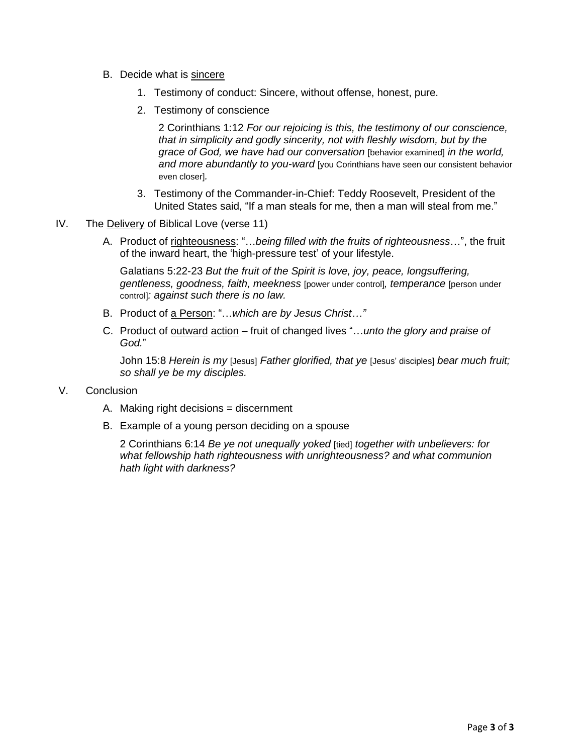B. Decide what is <u>sincere</u>

1. Testimony of conduct: Sincere, without offense, honest, pure.
2. Testimony of conscience

   2 Corinthians 1:12 *For our rejoicing is this, the testimony of our conscience, that in simplicity and godly sincerity, not with fleshly wisdom, but by the grace of God, we have had our conversation* [behavior examined] *in the world, and more abundantly to you-ward* [you Corinthians have seen our consistent behavior even closer]*.*

3. Testimony of the Commander-in-Chief: Teddy Roosevelt, President of the United States said, "If a man steals for me, then a man will steal from me."

IV. The <u>Delivery</u> of Biblical Love (verse 11)

A. Product of <u>righteousness</u>: "…*being filled with the fruits of righteousness*…", the fruit of the inward heart, the 'high-pressure test' of your lifestyle.

   Galatians 5:22-23 *But the fruit of the Spirit is love, joy, peace, longsuffering, gentleness, goodness, faith, meekness* [power under control]*, temperance* [person under control]*: against such there is no law.*

B. Product of <u>a Person</u>: "…*which are by Jesus Christ…"*

C. Product of <u>outward</u> <u>action</u> – fruit of changed lives "…*unto the glory and praise of God.*"

   John 15:8 *Herein is my* [Jesus] *Father glorified, that ye* [Jesus' disciples] *bear much fruit; so shall ye be my disciples.*

V. Conclusion

A. Making right decisions = discernment

B. Example of a young person deciding on a spouse

   2 Corinthians 6:14 *Be ye not unequally yoked* [tied] *together with unbelievers: for what fellowship hath righteousness with unrighteousness? and what communion hath light with darkness?*